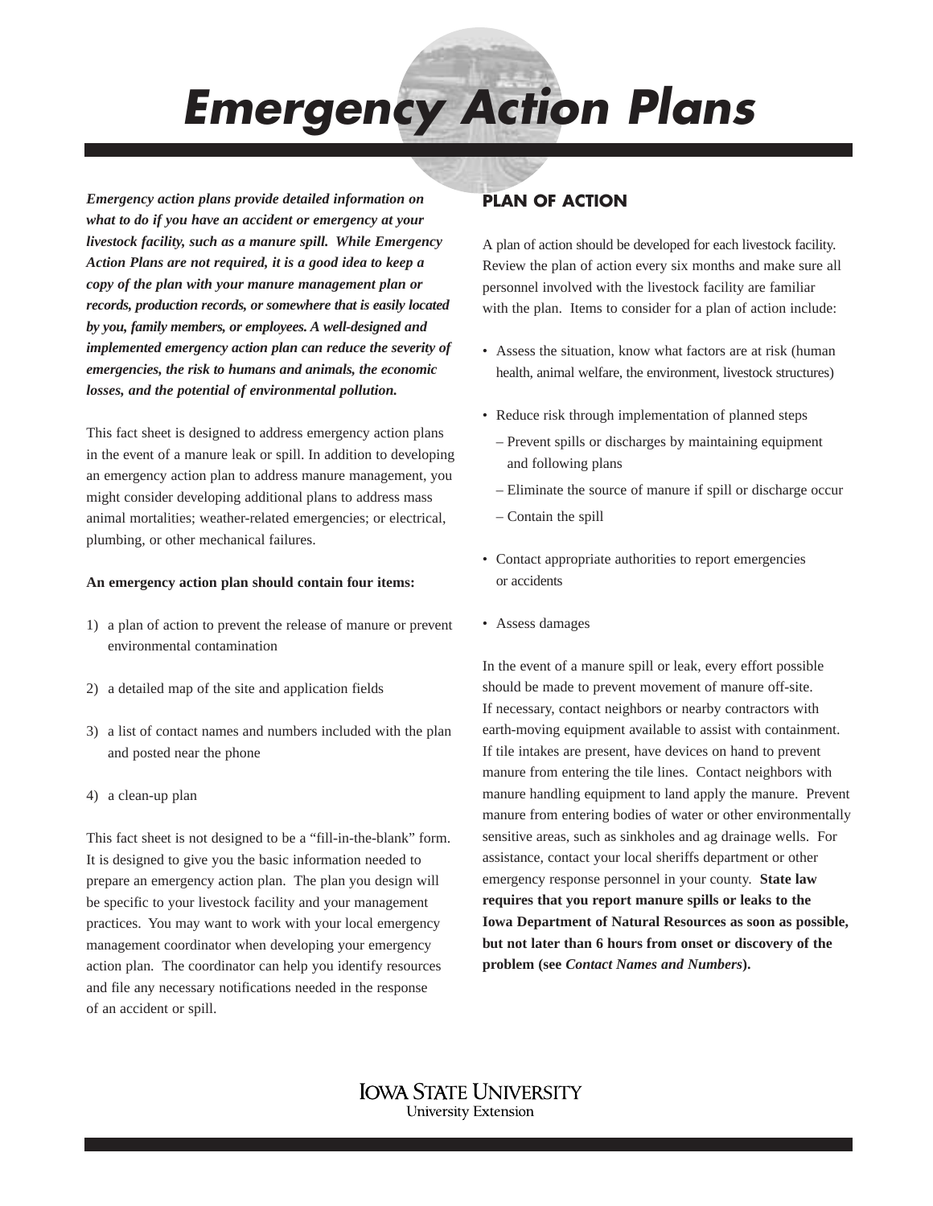# Emergency Action Plans

***Emergency action plans provide detailed information on what to do if you have an accident or emergency at your livestock facility, such as a manure spill. While Emergency Action Plans are not required, it is a good idea to keep a copy of the plan with your manure management plan or records, production records, or somewhere that is easily located by you, family members, or employees. A well-designed and implemented emergency action plan can reduce the severity of emergencies, the risk to humans and animals, the economic losses, and the potential of environmental pollution.***

This fact sheet is designed to address emergency action plans in the event of a manure leak or spill. In addition to developing an emergency action plan to address manure management, you might consider developing additional plans to address mass animal mortalities; weather-related emergencies; or electrical, plumbing, or other mechanical failures.

**An emergency action plan should contain four items:**

1) a plan of action to prevent the release of manure or prevent environmental contamination
2) a detailed map of the site and application fields
3) a list of contact names and numbers included with the plan and posted near the phone
4) a clean-up plan

This fact sheet is not designed to be a “fill-in-the-blank” form. It is designed to give you the basic information needed to prepare an emergency action plan. The plan you design will be specific to your livestock facility and your management practices. You may want to work with your local emergency management coordinator when developing your emergency action plan. The coordinator can help you identify resources and file any necessary notifications needed in the response of an accident or spill.

## PLAN OF ACTION

A plan of action should be developed for each livestock facility. Review the plan of action every six months and make sure all personnel involved with the livestock facility are familiar with the plan. Items to consider for a plan of action include:

- Assess the situation, know what factors are at risk (human health, animal welfare, the environment, livestock structures)
- Reduce risk through implementation of planned steps
  – Prevent spills or discharges by maintaining equipment and following plans
  – Eliminate the source of manure if spill or discharge occur
  – Contain the spill
- Contact appropriate authorities to report emergencies or accidents
- Assess damages

In the event of a manure spill or leak, every effort possible should be made to prevent movement of manure off-site. If necessary, contact neighbors or nearby contractors with earth-moving equipment available to assist with containment. If tile intakes are present, have devices on hand to prevent manure from entering the tile lines. Contact neighbors with manure handling equipment to land apply the manure. Prevent manure from entering bodies of water or other environmentally sensitive areas, such as sinkholes and ag drainage wells. For assistance, contact your local sheriffs department or other emergency response personnel in your county. **State law requires that you report manure spills or leaks to the Iowa Department of Natural Resources as soon as possible, but not later than 6 hours from onset or discovery of the problem (see *Contact Names and Numbers*).**

IOWA STATE UNIVERSITY
University Extension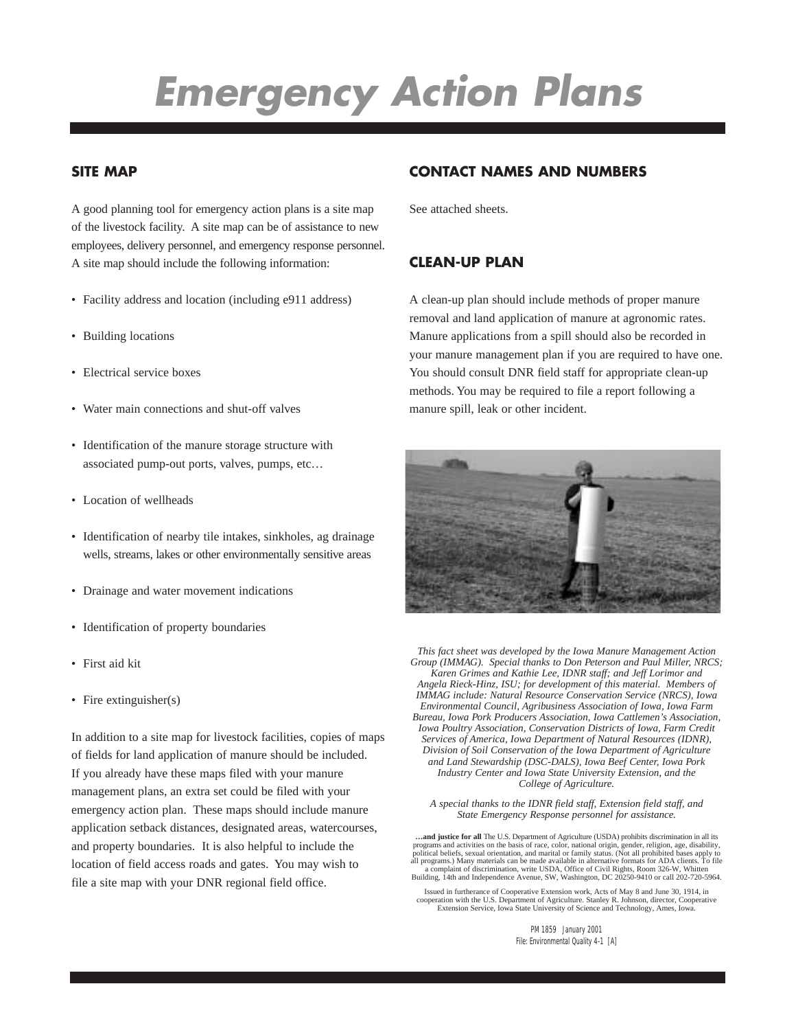# Emergency Action Plans

## SITE MAP

A good planning tool for emergency action plans is a site map of the livestock facility. A site map can be of assistance to new employees, delivery personnel, and emergency response personnel. A site map should include the following information:

- Facility address and location (including e911 address)
- Building locations
- Electrical service boxes
- Water main connections and shut-off valves
- Identification of the manure storage structure with associated pump-out ports, valves, pumps, etc…
- Location of wellheads
- Identification of nearby tile intakes, sinkholes, ag drainage wells, streams, lakes or other environmentally sensitive areas
- Drainage and water movement indications
- Identification of property boundaries
- First aid kit
- Fire extinguisher(s)

In addition to a site map for livestock facilities, copies of maps of fields for land application of manure should be included. If you already have these maps filed with your manure management plans, an extra set could be filed with your emergency action plan. These maps should include manure application setback distances, designated areas, watercourses, and property boundaries. It is also helpful to include the location of field access roads and gates. You may wish to file a site map with your DNR regional field office.

## CONTACT NAMES AND NUMBERS

See attached sheets.

## CLEAN-UP PLAN

A clean-up plan should include methods of proper manure removal and land application of manure at agronomic rates. Manure applications from a spill should also be recorded in your manure management plan if you are required to have one. You should consult DNR field staff for appropriate clean-up methods. You may be required to file a report following a manure spill, leak or other incident.

*This fact sheet was developed by the Iowa Manure Management Action Group (IMMAG). Special thanks to Don Peterson and Paul Miller, NRCS; Karen Grimes and Kathie Lee, IDNR staff; and Jeff Lorimor and Angela Rieck-Hinz, ISU; for development of this material. Members of IMMAG include: Natural Resource Conservation Service (NRCS), Iowa Environmental Council, Agribusiness Association of Iowa, Iowa Farm Bureau, Iowa Pork Producers Association, Iowa Cattlemen's Association, Iowa Poultry Association, Conservation Districts of Iowa, Farm Credit Services of America, Iowa Department of Natural Resources (IDNR), Division of Soil Conservation of the Iowa Department of Agriculture and Land Stewardship (DSC-DALS), Iowa Beef Center, Iowa Pork Industry Center and Iowa State University Extension, and the College of Agriculture.*

*A special thanks to the IDNR field staff, Extension field staff, and State Emergency Response personnel for assistance.*

**…and justice for all** The U.S. Department of Agriculture (USDA) prohibits discrimination in all its programs and activities on the basis of race, color, national origin, gender, religion, age, disability, political beliefs, sexual orientation, and marital or family status. (Not all prohibited bases apply to all programs.) Many materials can be made available in alternative formats for ADA clients. To file a complaint of discrimination, write USDA, Office of Civil Rights, Room 326-W, Whitten Building, 14th and Independence Avenue, SW, Washington, DC 20250-9410 or call 202-720-5964.

Issued in furtherance of Cooperative Extension work, Acts of May 8 and June 30, 1914, in cooperation with the U.S. Department of Agriculture. Stanley R. Johnson, director, Cooperative Extension Service, Iowa State University of Science and Technology, Ames, Iowa.

PM 1859 January 2001
File: Environmental Quality 4-1 [A]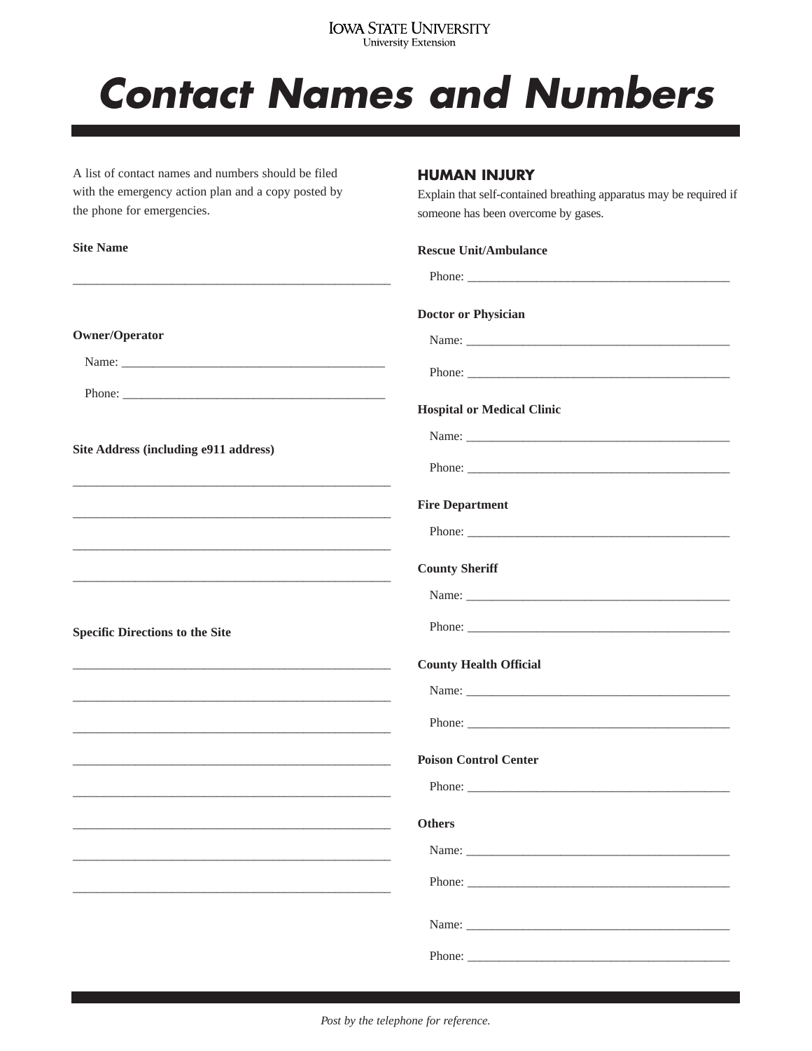# Contact Names and Numbers

A list of contact names and numbers should be filed with the emergency action plan and a copy posted by the phone for emergencies.

**Site Name**

____________________________________________________

**Owner/Operator**

Name: __________________________________________

Phone: __________________________________________

**Site Address (including e911 address)**

____________________________________________________

____________________________________________________

____________________________________________________

____________________________________________________

**Specific Directions to the Site**

____________________________________________________

____________________________________________________

____________________________________________________

____________________________________________________

____________________________________________________

____________________________________________________

____________________________________________________

____________________________________________________

## HUMAN INJURY

Explain that self-contained breathing apparatus may be required if someone has been overcome by gases.

**Rescue Unit/Ambulance**

Phone: __________________________________________

**Doctor or Physician**

Name: __________________________________________

Phone: __________________________________________

**Hospital or Medical Clinic**

Name: __________________________________________

Phone: __________________________________________

**Fire Department**

Phone: __________________________________________

**County Sheriff**

Name: __________________________________________

Phone: __________________________________________

**County Health Official**

Name: __________________________________________

Phone: __________________________________________

**Poison Control Center**

Phone: __________________________________________

**Others**

Name: __________________________________________

Phone: __________________________________________

Name: __________________________________________

Phone: __________________________________________

*Post by the telephone for reference.*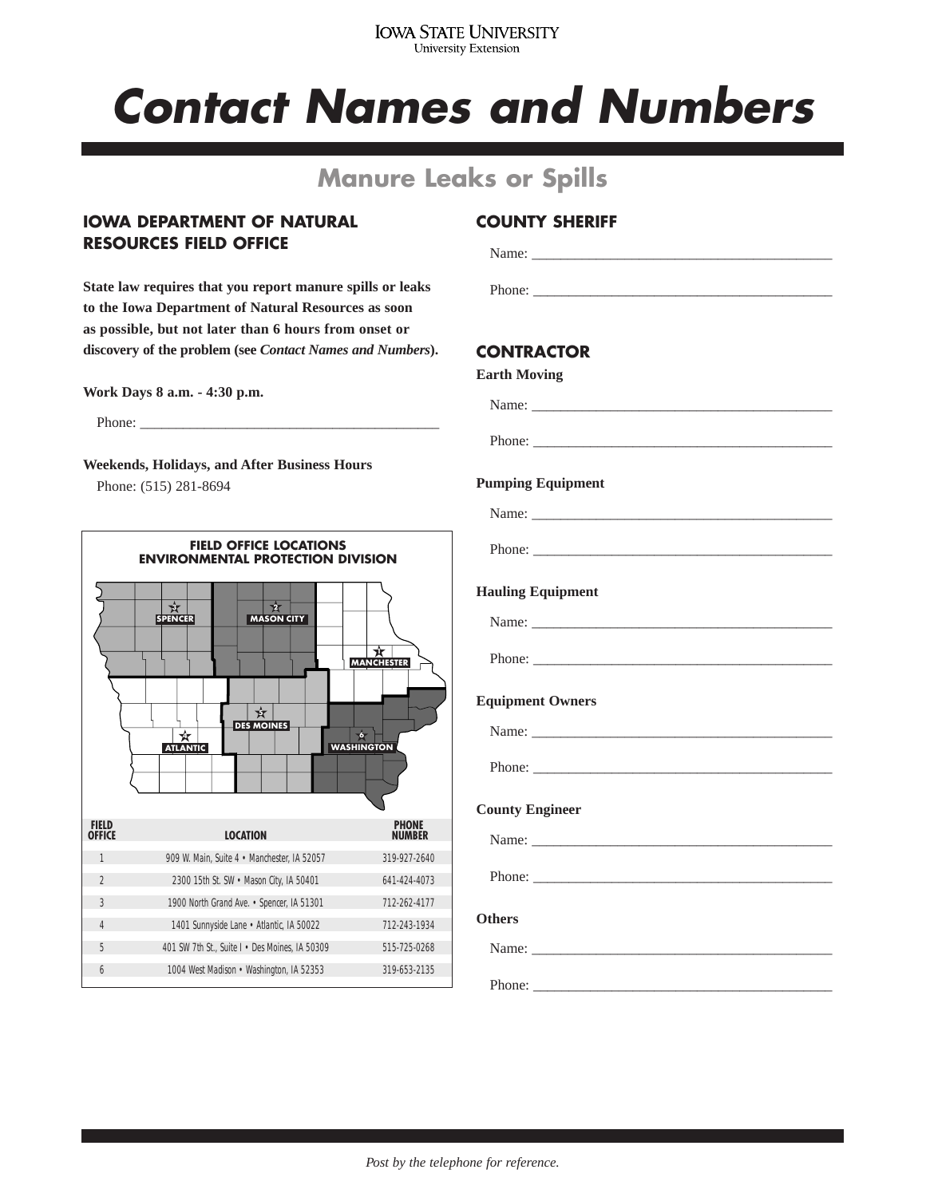# Contact Names and Numbers

## Manure Leaks or Spills

### IOWA DEPARTMENT OF NATURAL RESOURCES FIELD OFFICE

**State law requires that you report manure spills or leaks to the Iowa Department of Natural Resources as soon as possible, but not later than 6 hours from onset or discovery of the problem (see *Contact Names and Numbers*).**

**Work Days 8 a.m. - 4:30 p.m.**

Phone: ___________________________________________

**Weekends, Holidays, and After Business Hours**

Phone: (515) 281-8694

**FIELD OFFICE LOCATIONS**
**ENVIRONMENTAL PROTECTION DIVISION**

| FIELD OFFICE | LOCATION | PHONE NUMBER |
|---|---|---|
| 1 | 909 W. Main, Suite 4 • Manchester, IA 52057 | 319-927-2640 |
| 2 | 2300 15th St. SW • Mason City, IA 50401 | 641-424-4073 |
| 3 | 1900 North Grand Ave. • Spencer, IA 51301 | 712-262-4177 |
| 4 | 1401 Sunnyside Lane • Atlantic, IA 50022 | 712-243-1934 |
| 5 | 401 SW 7th St., Suite I • Des Moines, IA 50309 | 515-725-0268 |
| 6 | 1004 West Madison • Washington, IA 52353 | 319-653-2135 |

### COUNTY SHERIFF

Name: ___________________________________________

Phone: ___________________________________________

### CONTRACTOR

**Earth Moving**

Name: ___________________________________________

Phone: ___________________________________________

**Pumping Equipment**

Name: ___________________________________________

Phone: ___________________________________________

**Hauling Equipment**

Name: ___________________________________________

Phone: ___________________________________________

**Equipment Owners**

Name: ___________________________________________

Phone: ___________________________________________

**County Engineer**

Name: ___________________________________________

Phone: ___________________________________________

**Others**

Name: ___________________________________________

Phone: ___________________________________________

*Post by the telephone for reference.*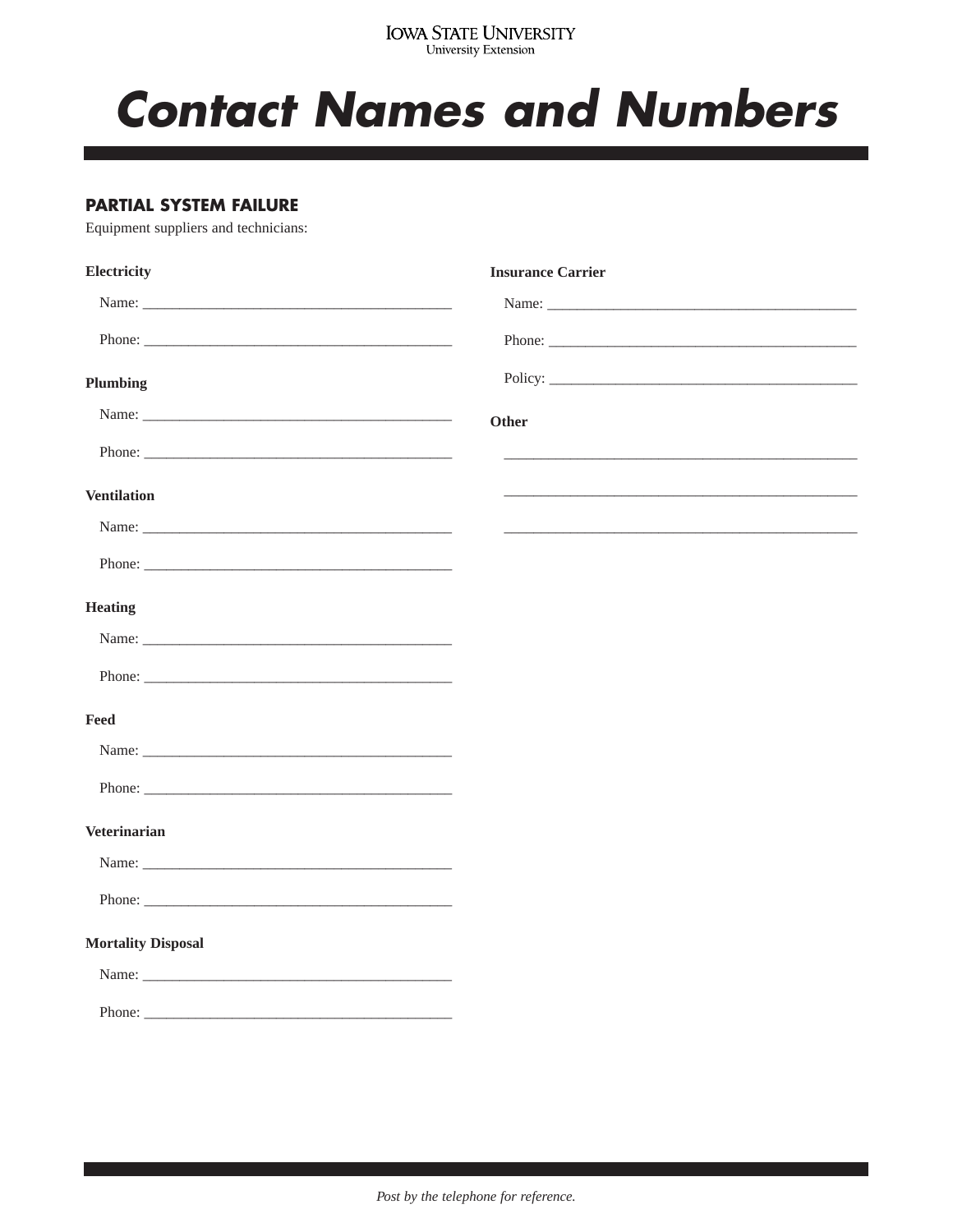Iowa State University
University Extension

# Contact Names and Numbers

## PARTIAL SYSTEM FAILURE

Equipment suppliers and technicians:

**Electricity**

Name: ________________________________________

Phone: ________________________________________

**Plumbing**

Name: ________________________________________

Phone: ________________________________________

**Ventilation**

Name: ________________________________________

Phone: ________________________________________

**Heating**

Name: ________________________________________

Phone: ________________________________________

**Feed**

Name: ________________________________________

Phone: ________________________________________

**Veterinarian**

Name: ________________________________________

Phone: ________________________________________

**Mortality Disposal**

Name: ________________________________________

Phone: ________________________________________

**Insurance Carrier**

Name: ________________________________________

Phone: ________________________________________

Policy: ________________________________________

**Other**

______________________________________________

______________________________________________

______________________________________________

*Post by the telephone for reference.*